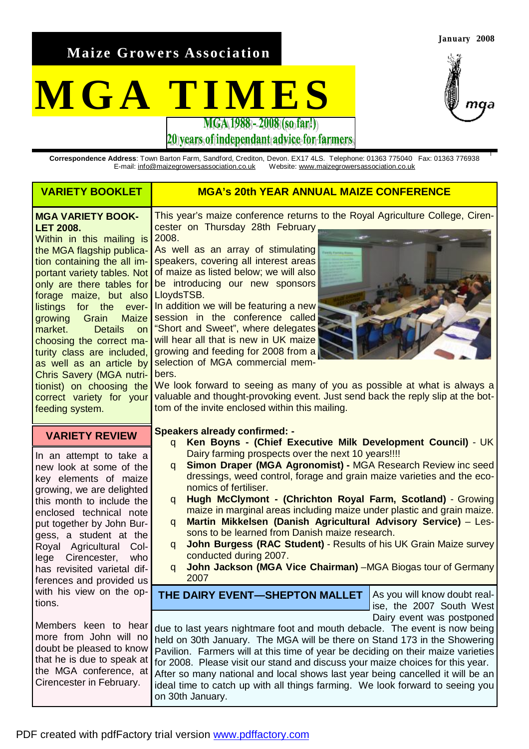# Maize Growers Association

# MGA TIMES

January 2008

MGA 1988 - 2008 (so far!)
20 years of independant advice for farmers

**Correspondence Address**: Town Barton Farm, Sandford, Crediton, Devon. EX17 4LS. Telephone: 01363 775040 Fax: 01363 776938
E-mail: info@maizegrowersassociation.co.uk Website: www.maizegrowersassociation.co.uk

## VARIETY BOOKLET

**MGA VARIETY BOOKLET 2008.**

Within in this mailing is the MGA flagship publication containing the all important variety tables. Not only are there tables for forage maize, but also listings for the ever-growing Grain Maize market. Details on choosing the correct maturity class are included, as well as an article by Chris Savery (MGA nutritionist) on choosing the correct variety for your feeding system.

## VARIETY REVIEW

In an attempt to take a new look at some of the key elements of maize growing, we are delighted this month to include the enclosed technical note put together by John Burgess, a student at the Royal Agricultural College Cirencester, who has revisited varietal differences and provided us with his view on the options.

Members keen to hear more from John will no doubt be pleased to know that he is due to speak at the MGA conference, at Cirencester in February.

## MGA's 20th YEAR ANNUAL MAIZE CONFERENCE

This year's maize conference returns to the Royal Agriculture College, Cirencester on Thursday 28th February 2008.

As well as an array of stimulating speakers, covering all interest areas of maize as listed below; we will also be introducing our new sponsors LloydsTSB.

In addition we will be featuring a new session in the conference called "Short and Sweet", where delegates will hear all that is new in UK maize growing and feeding for 2008 from a selection of MGA commercial members.

We look forward to seeing as many of you as possible at what is always a valuable and thought-provoking event. Just send back the reply slip at the bottom of the invite enclosed within this mailing.

**Speakers already confirmed: -**

- **Ken Boyns - (Chief Executive Milk Development Council)** - UK Dairy farming prospects over the next 10 years!!!!
- **Simon Draper (MGA Agronomist) -** MGA Research Review inc seed dressings, weed control, forage and grain maize varieties and the economics of fertiliser.
- **Hugh McClymont - (Chrichton Royal Farm, Scotland)** - Growing maize in marginal areas including maize under plastic and grain maize.
- **Martin Mikkelsen (Danish Agricultural Advisory Service)** – Lessons to be learned from Danish maize research.
- **John Burgess (RAC Student)** - Results of his UK Grain Maize survey conducted during 2007.
- **John Jackson (MGA Vice Chairman)** –MGA Biogas tour of Germany 2007

## THE DAIRY EVENT—SHEPTON MALLET

As you will know doubt realise, the 2007 South West Dairy event was postponed due to last years nightmare foot and mouth debacle. The event is now being held on 30th January. The MGA will be there on Stand 173 in the Showering Pavilion. Farmers will at this time of year be deciding on their maize varieties for 2008. Please visit our stand and discuss your maize choices for this year. After so many national and local shows last year being cancelled it will be an ideal time to catch up with all things farming. We look forward to seeing you on 30th January.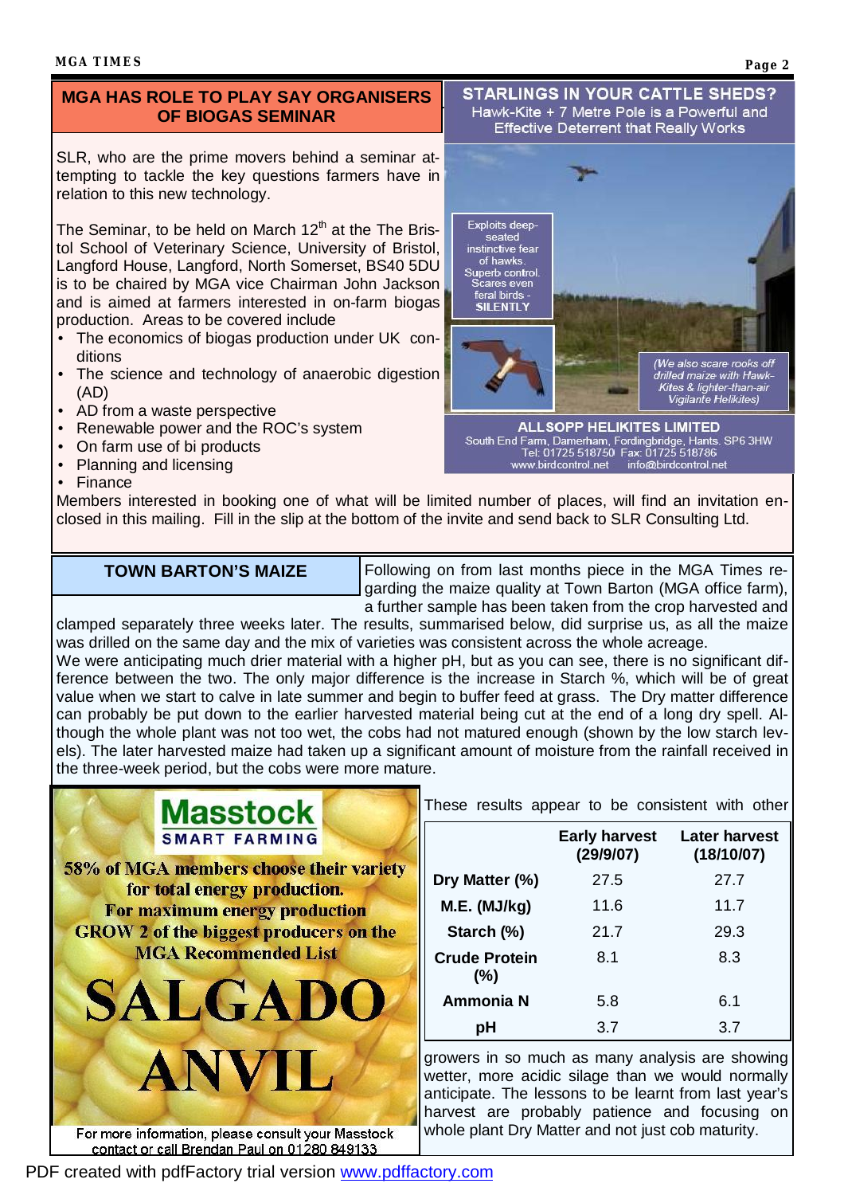## MGA HAS ROLE TO PLAY SAY ORGANISERS OF BIOGAS SEMINAR

SLR, who are the prime movers behind a seminar attempting to tackle the key questions farmers have in relation to this new technology.

The Seminar, to be held on March 12th at the The Bristol School of Veterinary Science, University of Bristol, Langford House, Langford, North Somerset, BS40 5DU is to be chaired by MGA vice Chairman John Jackson and is aimed at farmers interested in on-farm biogas production. Areas to be covered include

- The economics of biogas production under UK conditions
- The science and technology of anaerobic digestion (AD)
- AD from a waste perspective
- Renewable power and the ROC's system
- On farm use of bi products
- Planning and licensing
- Finance

Members interested in booking one of what will be limited number of places, will find an invitation enclosed in this mailing. Fill in the slip at the bottom of the invite and send back to SLR Consulting Ltd.

**STARLINGS IN YOUR CATTLE SHEDS?**
Hawk-Kite + 7 Metre Pole is a Powerful and Effective Deterrent that Really Works

Exploits deep-seated instinctive fear of hawks. Superb control. Scares even feral birds - SILENTLY

*(We also scare rooks off drilled maize with Hawk-Kites & lighter-than-air Vigilante Helikites)*

**ALLSOPP HELIKITES LIMITED**
South End Farm, Damerham, Fordingbridge, Hants. SP6 3HW
Tel: 01725 518750 Fax: 01725 518786
www.birdcontrol.net info@birdcontrol.net

## TOWN BARTON'S MAIZE

Following on from last months piece in the MGA Times regarding the maize quality at Town Barton (MGA office farm), a further sample has been taken from the crop harvested and clamped separately three weeks later. The results, summarised below, did surprise us, as all the maize was drilled on the same day and the mix of varieties was consistent across the whole acreage.

We were anticipating much drier material with a higher pH, but as you can see, there is no significant difference between the two. The only major difference is the increase in Starch %, which will be of great value when we start to calve in late summer and begin to buffer feed at grass. The Dry matter difference can probably be put down to the earlier harvested material being cut at the end of a long dry spell. Although the whole plant was not too wet, the cobs had not matured enough (shown by the low starch levels). The later harvested maize had taken up a significant amount of moisture from the rainfall received in the three-week period, but the cobs were more mature.

|  | Early harvest (29/9/07) | Later harvest (18/10/07) |
|---|---|---|
| Dry Matter (%) | 27.5 | 27.7 |
| M.E. (MJ/kg) | 11.6 | 11.7 |
| Starch (%) | 21.7 | 29.3 |
| Crude Protein (%) | 8.1 | 8.3 |
| Ammonia N | 5.8 | 6.1 |
| pH | 3.7 | 3.7 |

These results appear to be consistent with other growers in so much as many analysis are showing wetter, more acidic silage than we would normally anticipate. The lessons to be learnt from last year's harvest are probably patience and focusing on whole plant Dry Matter and not just cob maturity.

**Masstock**
SMART FARMING

58% of MGA members choose their variety for total energy production.
For maximum energy production
GROW 2 of the biggest producers on the MGA Recommended List

**SALGADO**
**ANVIL**

For more information, please consult your Masstock contact or call Brendan Paul on 01280 849133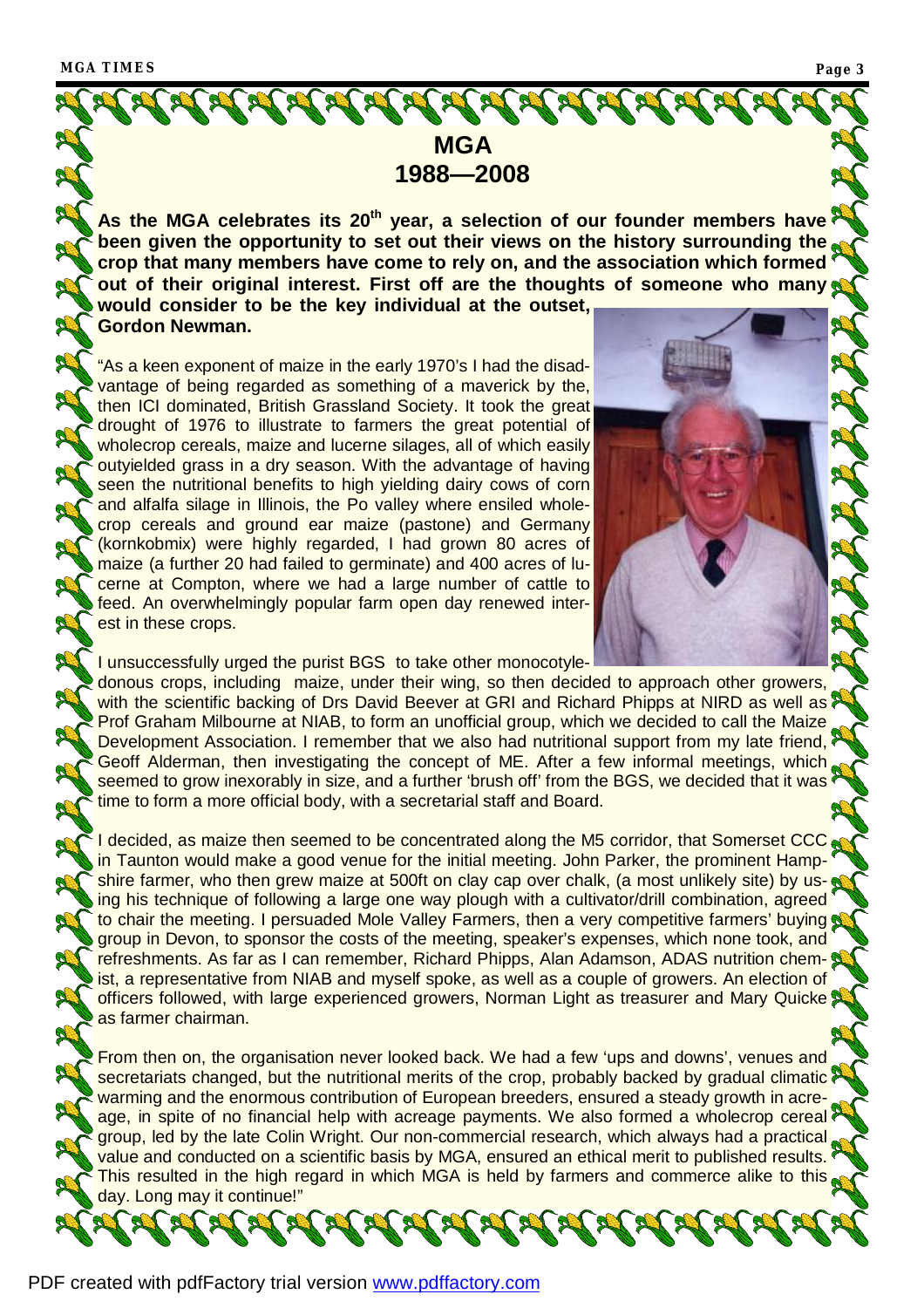# MGA
# 1988—2008

**As the MGA celebrates its 20th year, a selection of our founder members have been given the opportunity to set out their views on the history surrounding the crop that many members have come to rely on, and the association which formed out of their original interest. First off are the thoughts of someone who many would consider to be the key individual at the outset, Gordon Newman.**

"As a keen exponent of maize in the early 1970's I had the disadvantage of being regarded as something of a maverick by the, then ICI dominated, British Grassland Society. It took the great drought of 1976 to illustrate to farmers the great potential of wholecrop cereals, maize and lucerne silages, all of which easily outyielded grass in a dry season. With the advantage of having seen the nutritional benefits to high yielding dairy cows of corn and alfalfa silage in Illinois, the Po valley where ensiled wholecrop cereals and ground ear maize (pastone) and Germany (kornkobmix) were highly regarded, I had grown 80 acres of maize (a further 20 had failed to germinate) and 400 acres of lucerne at Compton, where we had a large number of cattle to feed. An overwhelmingly popular farm open day renewed interest in these crops.

I unsuccessfully urged the purist BGS to take other monocotyledonous crops, including maize, under their wing, so then decided to approach other growers, with the scientific backing of Drs David Beever at GRI and Richard Phipps at NIRD as well as Prof Graham Milbourne at NIAB, to form an unofficial group, which we decided to call the Maize Development Association. I remember that we also had nutritional support from my late friend, Geoff Alderman, then investigating the concept of ME. After a few informal meetings, which seemed to grow inexorably in size, and a further 'brush off' from the BGS, we decided that it was time to form a more official body, with a secretarial staff and Board.

I decided, as maize then seemed to be concentrated along the M5 corridor, that Somerset CCC in Taunton would make a good venue for the initial meeting. John Parker, the prominent Hampshire farmer, who then grew maize at 500ft on clay cap over chalk, (a most unlikely site) by using his technique of following a large one way plough with a cultivator/drill combination, agreed to chair the meeting. I persuaded Mole Valley Farmers, then a very competitive farmers' buying group in Devon, to sponsor the costs of the meeting, speaker's expenses, which none took, and refreshments. As far as I can remember, Richard Phipps, Alan Adamson, ADAS nutrition chemist, a representative from NIAB and myself spoke, as well as a couple of growers. An election of officers followed, with large experienced growers, Norman Light as treasurer and Mary Quicke as farmer chairman.

From then on, the organisation never looked back. We had a few 'ups and downs', venues and secretariats changed, but the nutritional merits of the crop, probably backed by gradual climatic warming and the enormous contribution of European breeders, ensured a steady growth in acreage, in spite of no financial help with acreage payments. We also formed a wholecrop cereal group, led by the late Colin Wright. Our non-commercial research, which always had a practical value and conducted on a scientific basis by MGA, ensured an ethical merit to published results. This resulted in the high regard in which MGA is held by farmers and commerce alike to this day. Long may it continue!"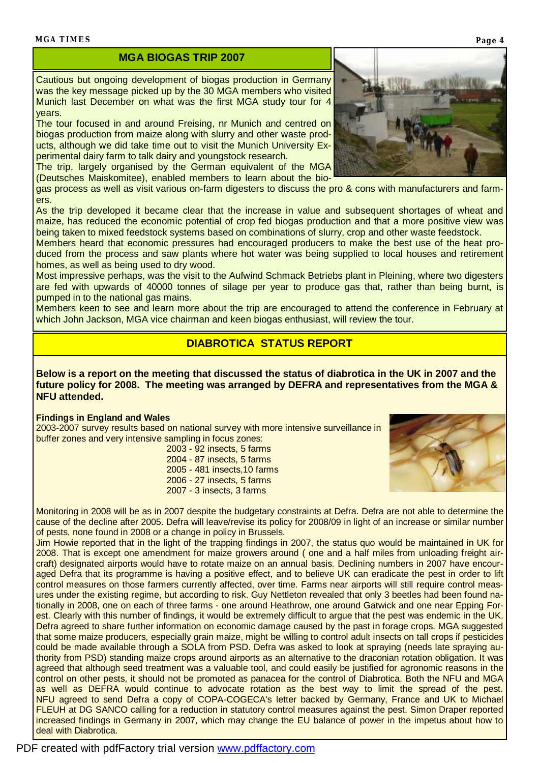## MGA BIOGAS TRIP 2007

Cautious but ongoing development of biogas production in Germany was the key message picked up by the 30 MGA members who visited Munich last December on what was the first MGA study tour for 4 years.

The tour focused in and around Freising, nr Munich and centred on biogas production from maize along with slurry and other waste products, although we did take time out to visit the Munich University Experimental dairy farm to talk dairy and youngstock research.

The trip, largely organised by the German equivalent of the MGA (Deutsches Maiskomitee), enabled members to learn about the biogas process as well as visit various on-farm digesters to discuss the pro & cons with manufacturers and farmers.

As the trip developed it became clear that the increase in value and subsequent shortages of wheat and maize, has reduced the economic potential of crop fed biogas production and that a more positive view was being taken to mixed feedstock systems based on combinations of slurry, crop and other waste feedstock.

Members heard that economic pressures had encouraged producers to make the best use of the heat produced from the process and saw plants where hot water was being supplied to local houses and retirement homes, as well as being used to dry wood.

Most impressive perhaps, was the visit to the Aufwind Schmack Betriebs plant in Pleining, where two digesters are fed with upwards of 40000 tonnes of silage per year to produce gas that, rather than being burnt, is pumped in to the national gas mains.

Members keen to see and learn more about the trip are encouraged to attend the conference in February at which John Jackson, MGA vice chairman and keen biogas enthusiast, will review the tour.

## DIABROTICA STATUS REPORT

**Below is a report on the meeting that discussed the status of diabrotica in the UK in 2007 and the future policy for 2008. The meeting was arranged by DEFRA and representatives from the MGA & NFU attended.**

**Findings in England and Wales**

2003-2007 survey results based on national survey with more intensive surveillance in buffer zones and very intensive sampling in focus zones:

2003 - 92 insects, 5 farms
2004 - 87 insects, 5 farms
2005 - 481 insects,10 farms
2006 - 27 insects, 5 farms
2007 - 3 insects, 3 farms

Monitoring in 2008 will be as in 2007 despite the budgetary constraints at Defra. Defra are not able to determine the cause of the decline after 2005. Defra will leave/revise its policy for 2008/09 in light of an increase or similar number of pests, none found in 2008 or a change in policy in Brussels.

Jim Howie reported that in the light of the trapping findings in 2007, the status quo would be maintained in UK for 2008. That is except one amendment for maize growers around ( one and a half miles from unloading freight aircraft) designated airports would have to rotate maize on an annual basis. Declining numbers in 2007 have encouraged Defra that its programme is having a positive effect, and to believe UK can eradicate the pest in order to lift control measures on those farmers currently affected, over time. Farms near airports will still require control measures under the existing regime, but according to risk. Guy Nettleton revealed that only 3 beetles had been found nationally in 2008, one on each of three farms - one around Heathrow, one around Gatwick and one near Epping Forest. Clearly with this number of findings, it would be extremely difficult to argue that the pest was endemic in the UK. Defra agreed to share further information on economic damage caused by the past in forage crops. MGA suggested that some maize producers, especially grain maize, might be willing to control adult insects on tall crops if pesticides could be made available through a SOLA from PSD. Defra was asked to look at spraying (needs late spraying authority from PSD) standing maize crops around airports as an alternative to the draconian rotation obligation. It was agreed that although seed treatment was a valuable tool, and could easily be justified for agronomic reasons in the control on other pests, it should not be promoted as panacea for the control of Diabrotica. Both the NFU and MGA as well as DEFRA would continue to advocate rotation as the best way to limit the spread of the pest. NFU agreed to send Defra a copy of COPA-COGECA's letter backed by Germany, France and UK to Michael FLEUH at DG SANCO calling for a reduction in statutory control measures against the pest. Simon Draper reported increased findings in Germany in 2007, which may change the EU balance of power in the impetus about how to deal with Diabrotica.